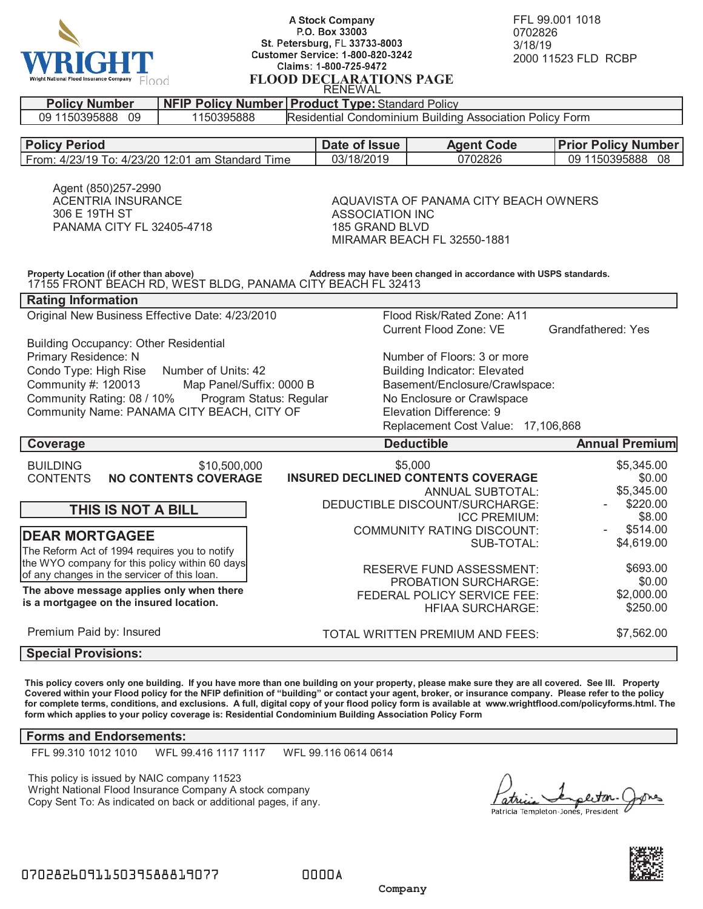WRIGHT
Wright National Flood Insurance Company Flood

A Stock Company
P.O. Box 33003
St. Petersburg, FL 33733-8003
Customer Service: 1-800-820-3242
Claims: 1-800-725-9472

FFL 99.001 1018
0702826
3/18/19
2000 11523 FLD RCBP

# FLOOD DECLARATIONS PAGE
RENEWAL

| Policy Number | NFIP Policy Number | Product Type: Standard Policy |
|---|---|---|
| 09 1150395888 09 | 1150395888 | Residential Condominium Building Association Policy Form |

| Policy Period | Date of Issue | Agent Code | Prior Policy Number |
|---|---|---|---|
| From: 4/23/19 To: 4/23/20 12:01 am Standard Time | 03/18/2019 | 0702826 | 09 1150395888 08 |

Agent (850)257-2990
ACENTRIA INSURANCE
306 E 19TH ST
PANAMA CITY FL 32405-4718

AQUAVISTA OF PANAMA CITY BEACH OWNERS
ASSOCIATION INC
185 GRAND BLVD
MIRAMAR BEACH FL 32550-1881

**Property Location (if other than above)** **Address may have been changed in accordance with USPS standards.**
17155 FRONT BEACH RD, WEST BLDG, PANAMA CITY BEACH FL 32413

## Rating Information

Original New Business Effective Date: 4/23/2010

Building Occupancy: Other Residential
Primary Residence: N
Condo Type: High Rise Number of Units: 42
Community #: 120013 Map Panel/Suffix: 0000 B
Community Rating: 08 / 10% Program Status: Regular
Community Name: PANAMA CITY BEACH, CITY OF

Flood Risk/Rated Zone: A11
Current Flood Zone: VE Grandfathered: Yes

Number of Floors: 3 or more
Building Indicator: Elevated
Basement/Enclosure/Crawlspace:
No Enclosure or Crawlspace
Elevation Difference: 9
Replacement Cost Value: 17,106,868

## Coverage

| Coverage | | Deductible | Annual Premium |
|---|---|---|---|
| BUILDING | $10,500,000 | $5,000 | $5,345.00 |
| CONTENTS | **NO CONTENTS COVERAGE** | **INSURED DECLINED CONTENTS COVERAGE** | $0.00 |
| | | ANNUAL SUBTOTAL: | $5,345.00 |
| | | DEDUCTIBLE DISCOUNT/SURCHARGE: | - $220.00 |
| | | ICC PREMIUM: | $8.00 |
| | | COMMUNITY RATING DISCOUNT: | - $514.00 |
| | | SUB-TOTAL: | $4,619.00 |
| | | RESERVE FUND ASSESSMENT: | $693.00 |
| | | PROBATION SURCHARGE: | $0.00 |
| | | FEDERAL POLICY SERVICE FEE: | $2,000.00 |
| | | HFIAA SURCHARGE: | $250.00 |
| | | TOTAL WRITTEN PREMIUM AND FEES: | $7,562.00 |

**THIS IS NOT A BILL**

**DEAR MORTGAGEE**
The Reform Act of 1994 requires you to notify the WYO company for this policy within 60 days of any changes in the servicer of this loan.

**The above message applies only when there is a mortgagee on the insured location.**

Premium Paid by: Insured

## Special Provisions:

**This policy covers only one building. If you have more than one building on your property, please make sure they are all covered. See III. Property Covered within your Flood policy for the NFIP definition of "building" or contact your agent, broker, or insurance company. Please refer to the policy for complete terms, conditions, and exclusions. A full, digital copy of your flood policy form is available at www.wrightflood.com/policyforms.html. The form which applies to your policy coverage is: Residential Condominium Building Association Policy Form**

## Forms and Endorsements:

FFL 99.310 1012 1010 WFL 99.416 1117 1117 WFL 99.116 0614 0614

This policy is issued by NAIC company 11523
Wright National Flood Insurance Company A stock company
Copy Sent To: As indicated on back or additional pages, if any.

Patricia Templeton-Jones, President

07028260911503958881907 7 0000A

Company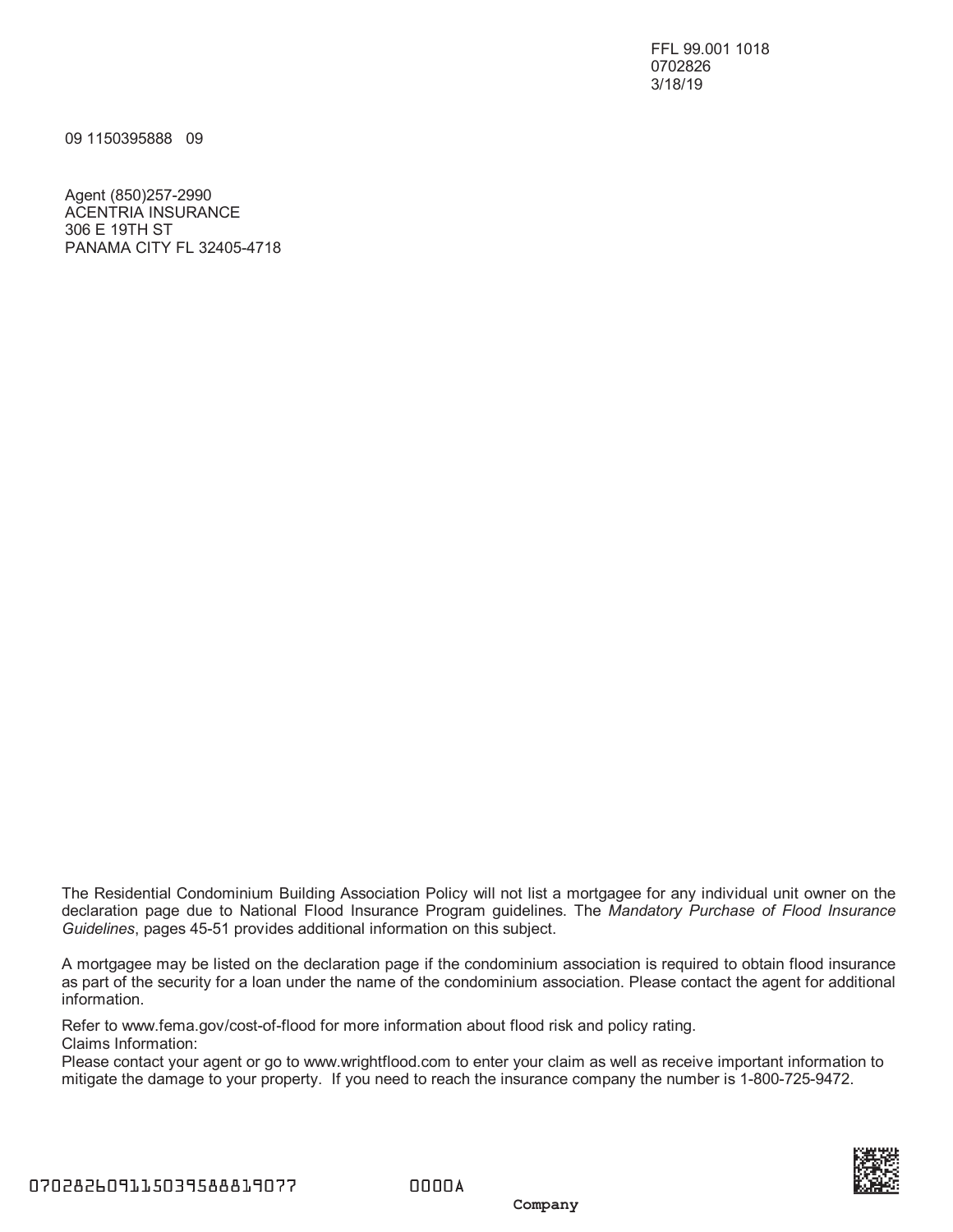FFL 99.001 1018
0702826
3/18/19

09 1150395888 09

Agent (850)257-2990
ACENTRIA INSURANCE
306 E 19TH ST
PANAMA CITY FL 32405-4718

The Residential Condominium Building Association Policy will not list a mortgagee for any individual unit owner on the declaration page due to National Flood Insurance Program guidelines. The *Mandatory Purchase of Flood Insurance Guidelines*, pages 45-51 provides additional information on this subject.

A mortgagee may be listed on the declaration page if the condominium association is required to obtain flood insurance as part of the security for a loan under the name of the condominium association. Please contact the agent for additional information.

Refer to www.fema.gov/cost-of-flood for more information about flood risk and policy rating.
Claims Information:
Please contact your agent or go to www.wrightflood.com to enter your claim as well as receive important information to mitigate the damage to your property. If you need to reach the insurance company the number is 1-800-725-9472.

070282609115039588819077 0000A

Company